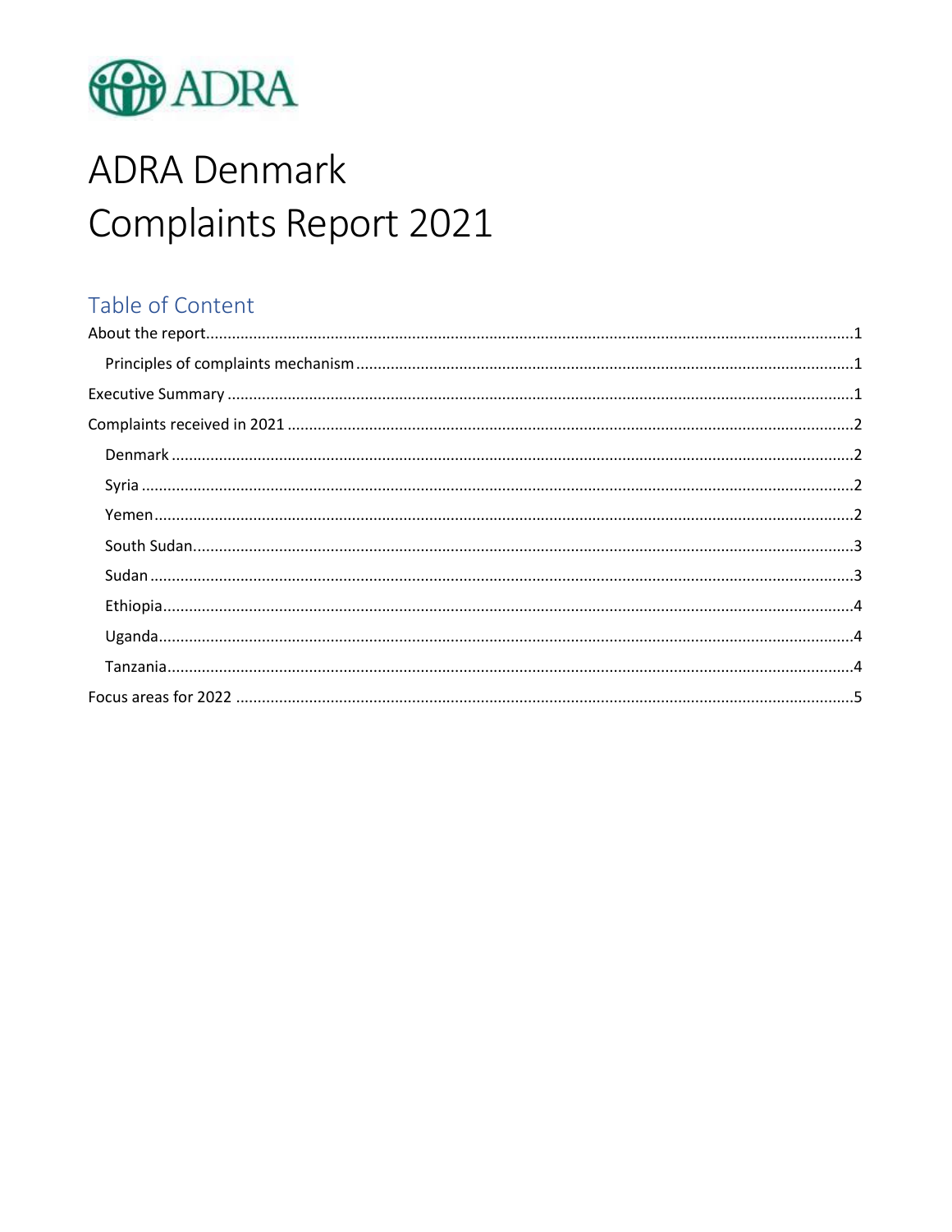ADRA

# ADRA Denmark Complaints Report 2021

## Table of Content

- About the report ... 1
  - Principles of complaints mechanism ... 1
- Executive Summary ... 1
- Complaints received in 2021 ... 2
  - Denmark ... 2
  - Syria ... 2
  - Yemen ... 2
  - South Sudan ... 3
  - Sudan ... 3
  - Ethiopia ... 4
  - Uganda ... 4
  - Tanzania ... 4
- Focus areas for 2022 ... 5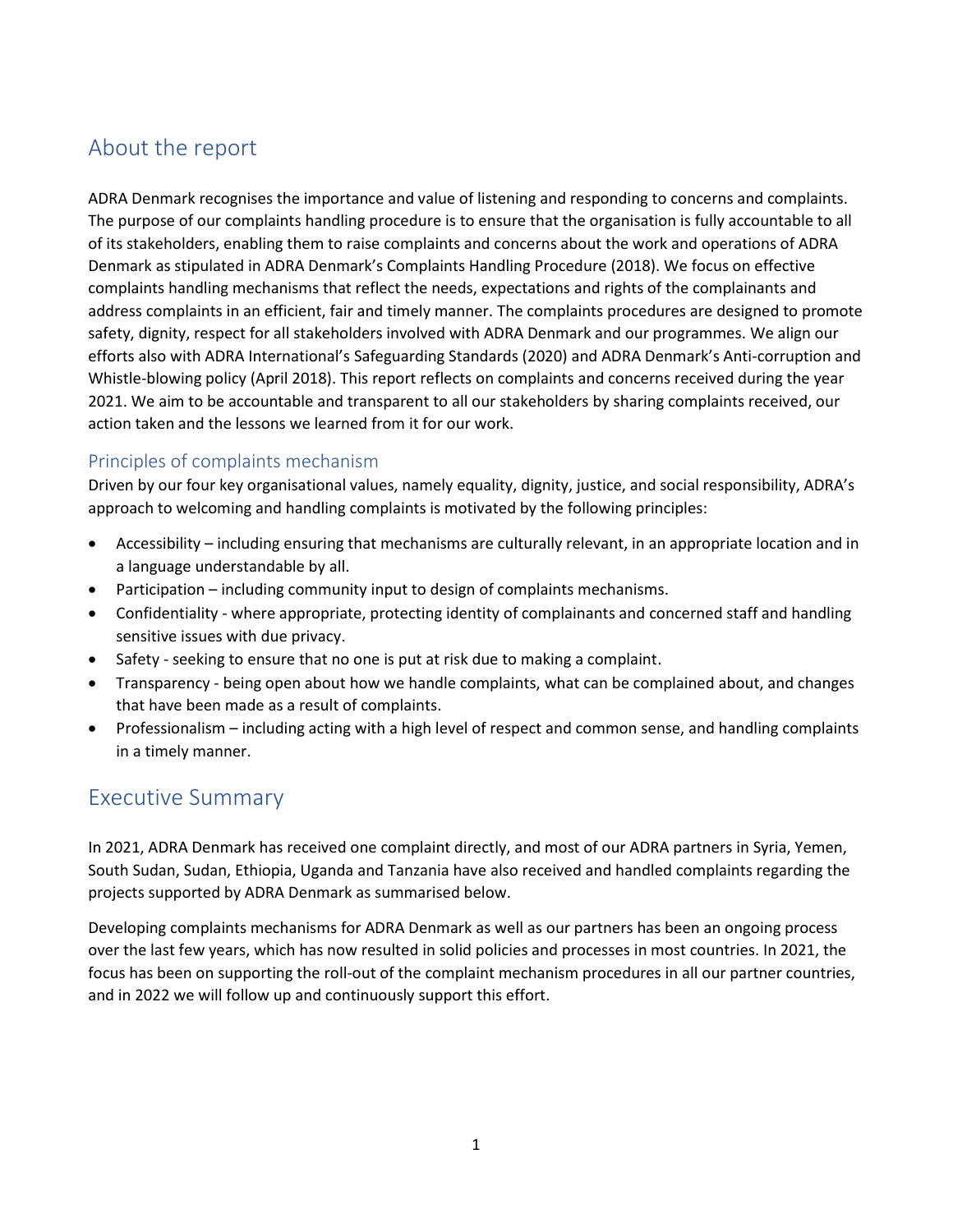## About the report

ADRA Denmark recognises the importance and value of listening and responding to concerns and complaints. The purpose of our complaints handling procedure is to ensure that the organisation is fully accountable to all of its stakeholders, enabling them to raise complaints and concerns about the work and operations of ADRA Denmark as stipulated in ADRA Denmark's Complaints Handling Procedure (2018). We focus on effective complaints handling mechanisms that reflect the needs, expectations and rights of the complainants and address complaints in an efficient, fair and timely manner. The complaints procedures are designed to promote safety, dignity, respect for all stakeholders involved with ADRA Denmark and our programmes. We align our efforts also with ADRA International's Safeguarding Standards (2020) and ADRA Denmark's Anti-corruption and Whistle-blowing policy (April 2018). This report reflects on complaints and concerns received during the year 2021. We aim to be accountable and transparent to all our stakeholders by sharing complaints received, our action taken and the lessons we learned from it for our work.

### Principles of complaints mechanism

Driven by our four key organisational values, namely equality, dignity, justice, and social responsibility, ADRA's approach to welcoming and handling complaints is motivated by the following principles:

- Accessibility – including ensuring that mechanisms are culturally relevant, in an appropriate location and in a language understandable by all.
- Participation – including community input to design of complaints mechanisms.
- Confidentiality - where appropriate, protecting identity of complainants and concerned staff and handling sensitive issues with due privacy.
- Safety - seeking to ensure that no one is put at risk due to making a complaint.
- Transparency - being open about how we handle complaints, what can be complained about, and changes that have been made as a result of complaints.
- Professionalism – including acting with a high level of respect and common sense, and handling complaints in a timely manner.

## Executive Summary

In 2021, ADRA Denmark has received one complaint directly, and most of our ADRA partners in Syria, Yemen, South Sudan, Sudan, Ethiopia, Uganda and Tanzania have also received and handled complaints regarding the projects supported by ADRA Denmark as summarised below.

Developing complaints mechanisms for ADRA Denmark as well as our partners has been an ongoing process over the last few years, which has now resulted in solid policies and processes in most countries. In 2021, the focus has been on supporting the roll-out of the complaint mechanism procedures in all our partner countries, and in 2022 we will follow up and continuously support this effort.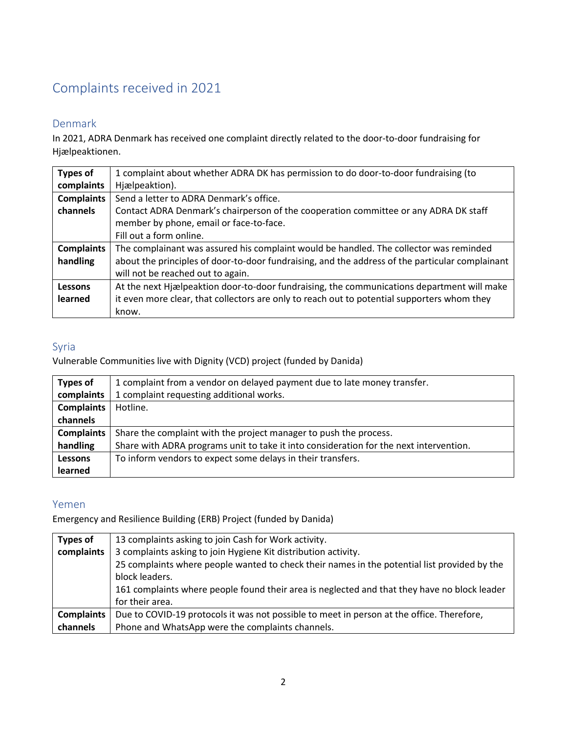# Complaints received in 2021

## Denmark

In 2021, ADRA Denmark has received one complaint directly related to the door-to-door fundraising for Hjælpeaktionen.

| | |
|---|---|
| **Types of complaints** | 1 complaint about whether ADRA DK has permission to do door-to-door fundraising (to Hjælpeaktion). |
| **Complaints channels** | Send a letter to ADRA Denmark's office.<br>Contact ADRA Denmark's chairperson of the cooperation committee or any ADRA DK staff member by phone, email or face-to-face.<br>Fill out a form online. |
| **Complaints handling** | The complainant was assured his complaint would be handled. The collector was reminded about the principles of door-to-door fundraising, and the address of the particular complainant will not be reached out to again. |
| **Lessons learned** | At the next Hjælpeaktion door-to-door fundraising, the communications department will make it even more clear, that collectors are only to reach out to potential supporters whom they know. |

## Syria

Vulnerable Communities live with Dignity (VCD) project (funded by Danida)

| | |
|---|---|
| **Types of complaints** | 1 complaint from a vendor on delayed payment due to late money transfer.<br>1 complaint requesting additional works. |
| **Complaints channels** | Hotline. |
| **Complaints handling** | Share the complaint with the project manager to push the process.<br>Share with ADRA programs unit to take it into consideration for the next intervention. |
| **Lessons learned** | To inform vendors to expect some delays in their transfers. |

## Yemen

Emergency and Resilience Building (ERB) Project (funded by Danida)

| | |
|---|---|
| **Types of complaints** | 13 complaints asking to join Cash for Work activity.<br>3 complaints asking to join Hygiene Kit distribution activity.<br>25 complaints where people wanted to check their names in the potential list provided by the block leaders.<br>161 complaints where people found their area is neglected and that they have no block leader for their area. |
| **Complaints channels** | Due to COVID-19 protocols it was not possible to meet in person at the office. Therefore, Phone and WhatsApp were the complaints channels. |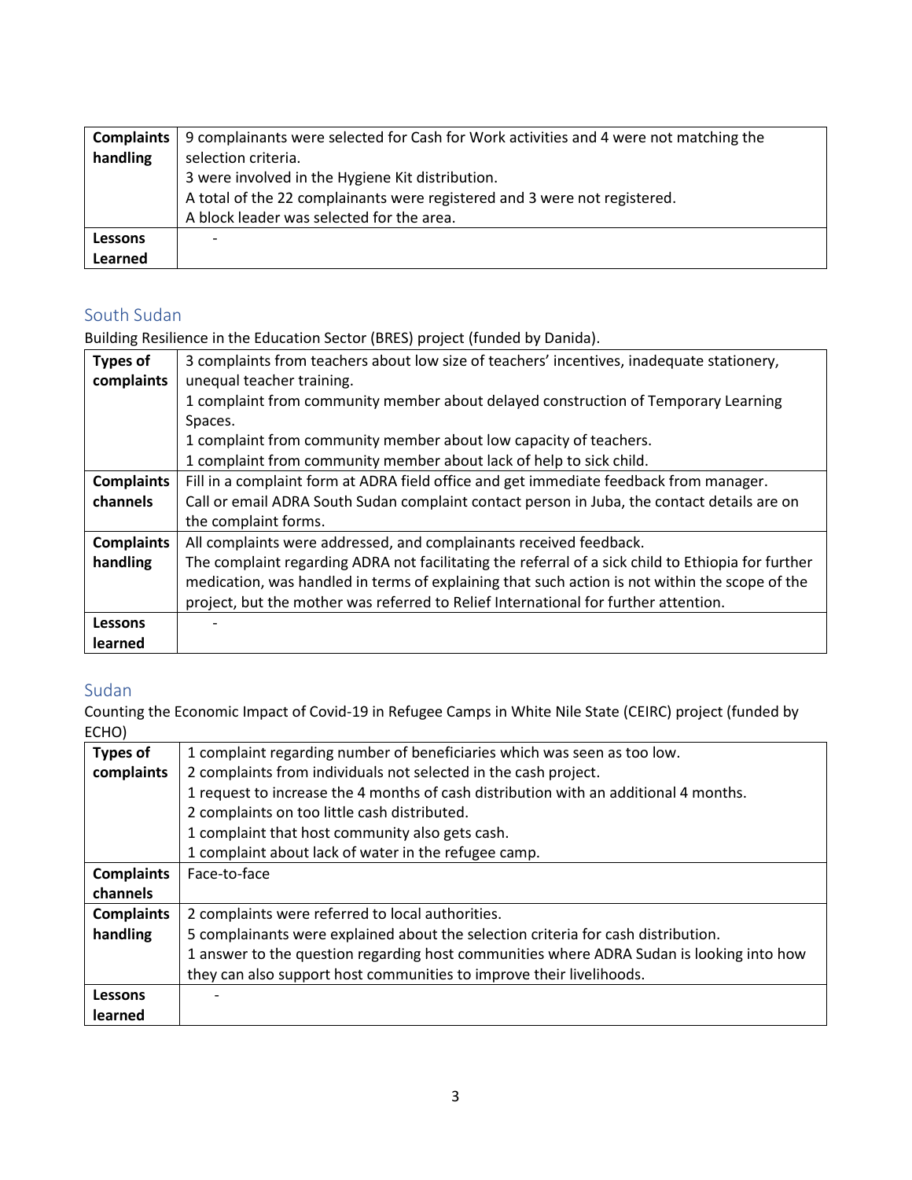| | |
|---|---|
| **Complaints handling** | 9 complainants were selected for Cash for Work activities and 4 were not matching the selection criteria.<br>3 were involved in the Hygiene Kit distribution.<br>A total of the 22 complainants were registered and 3 were not registered.<br>A block leader was selected for the area. |
| **Lessons Learned** | - |

## South Sudan

Building Resilience in the Education Sector (BRES) project (funded by Danida).

| | |
|---|---|
| **Types of complaints** | 3 complaints from teachers about low size of teachers' incentives, inadequate stationery, unequal teacher training.<br>1 complaint from community member about delayed construction of Temporary Learning Spaces.<br>1 complaint from community member about low capacity of teachers.<br>1 complaint from community member about lack of help to sick child. |
| **Complaints channels** | Fill in a complaint form at ADRA field office and get immediate feedback from manager.<br>Call or email ADRA South Sudan complaint contact person in Juba, the contact details are on the complaint forms. |
| **Complaints handling** | All complaints were addressed, and complainants received feedback.<br>The complaint regarding ADRA not facilitating the referral of a sick child to Ethiopia for further medication, was handled in terms of explaining that such action is not within the scope of the project, but the mother was referred to Relief International for further attention. |
| **Lessons learned** | - |

## Sudan

Counting the Economic Impact of Covid-19 in Refugee Camps in White Nile State (CEIRC) project (funded by ECHO)

| | |
|---|---|
| **Types of complaints** | 1 complaint regarding number of beneficiaries which was seen as too low.<br>2 complaints from individuals not selected in the cash project.<br>1 request to increase the 4 months of cash distribution with an additional 4 months.<br>2 complaints on too little cash distributed.<br>1 complaint that host community also gets cash.<br>1 complaint about lack of water in the refugee camp. |
| **Complaints channels** | Face-to-face |
| **Complaints handling** | 2 complaints were referred to local authorities.<br>5 complainants were explained about the selection criteria for cash distribution.<br>1 answer to the question regarding host communities where ADRA Sudan is looking into how they can also support host communities to improve their livelihoods. |
| **Lessons learned** | - |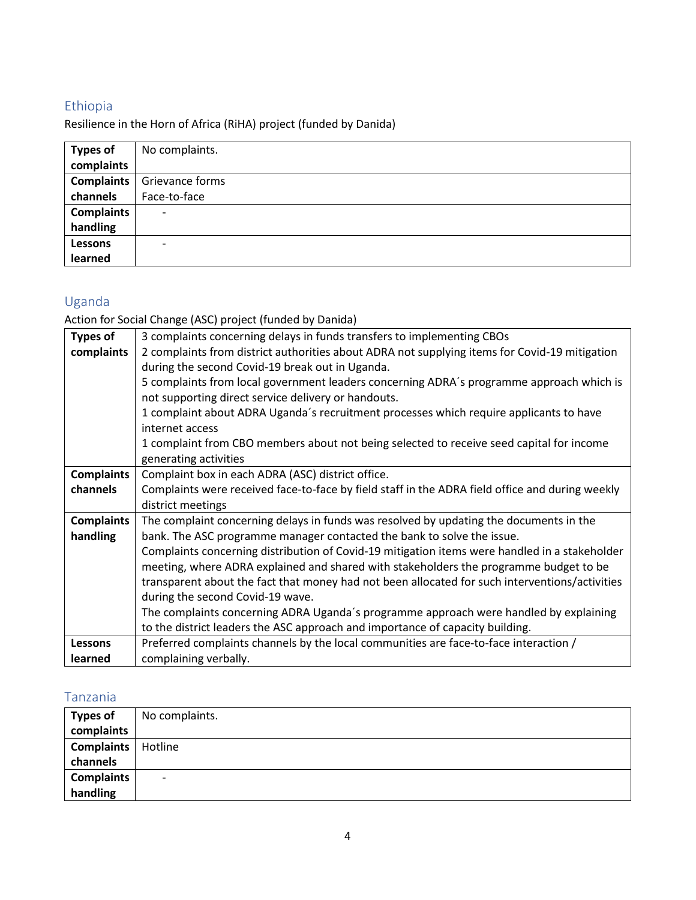## Ethiopia

Resilience in the Horn of Africa (RiHA) project (funded by Danida)

| | |
|---|---|
| **Types of complaints** | No complaints. |
| **Complaints channels** | Grievance forms<br>Face-to-face |
| **Complaints handling** | - |
| **Lessons learned** | - |

## Uganda

Action for Social Change (ASC) project (funded by Danida)

| | |
|---|---|
| **Types of complaints** | 3 complaints concerning delays in funds transfers to implementing CBOs<br>2 complaints from district authorities about ADRA not supplying items for Covid-19 mitigation during the second Covid-19 break out in Uganda.<br>5 complaints from local government leaders concerning ADRA´s programme approach which is not supporting direct service delivery or handouts.<br>1 complaint about ADRA Uganda´s recruitment processes which require applicants to have internet access<br>1 complaint from CBO members about not being selected to receive seed capital for income generating activities |
| **Complaints channels** | Complaint box in each ADRA (ASC) district office.<br>Complaints were received face-to-face by field staff in the ADRA field office and during weekly district meetings |
| **Complaints handling** | The complaint concerning delays in funds was resolved by updating the documents in the bank. The ASC programme manager contacted the bank to solve the issue.<br>Complaints concerning distribution of Covid-19 mitigation items were handled in a stakeholder meeting, where ADRA explained and shared with stakeholders the programme budget to be transparent about the fact that money had not been allocated for such interventions/activities during the second Covid-19 wave.<br>The complaints concerning ADRA Uganda´s programme approach were handled by explaining to the district leaders the ASC approach and importance of capacity building. |
| **Lessons learned** | Preferred complaints channels by the local communities are face-to-face interaction / complaining verbally. |

## Tanzania

| | |
|---|---|
| **Types of complaints** | No complaints. |
| **Complaints channels** | Hotline |
| **Complaints handling** | - |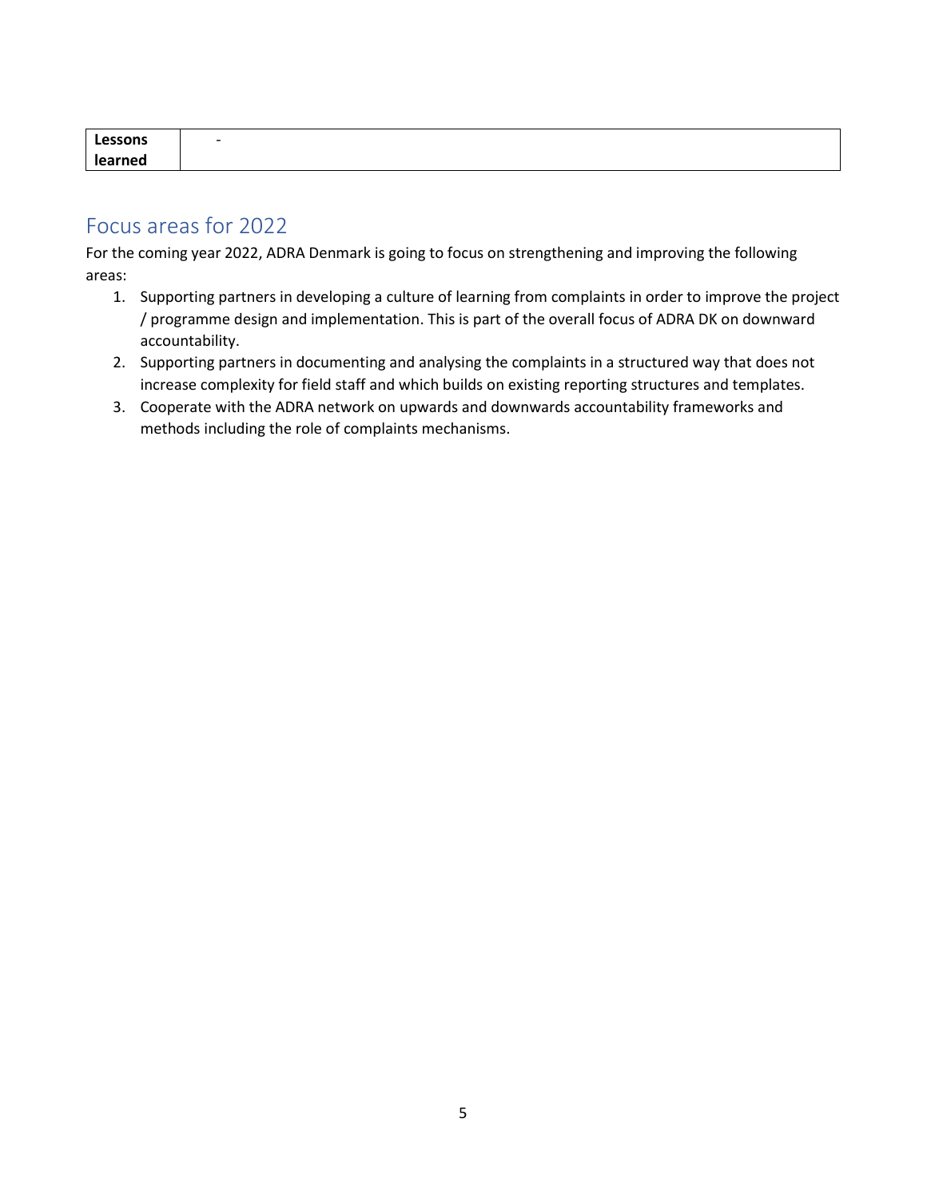| | |
|---|---|
| **Lessons learned** | - |

## Focus areas for 2022

For the coming year 2022, ADRA Denmark is going to focus on strengthening and improving the following areas:

1. Supporting partners in developing a culture of learning from complaints in order to improve the project / programme design and implementation. This is part of the overall focus of ADRA DK on downward accountability.
2. Supporting partners in documenting and analysing the complaints in a structured way that does not increase complexity for field staff and which builds on existing reporting structures and templates.
3. Cooperate with the ADRA network on upwards and downwards accountability frameworks and methods including the role of complaints mechanisms.